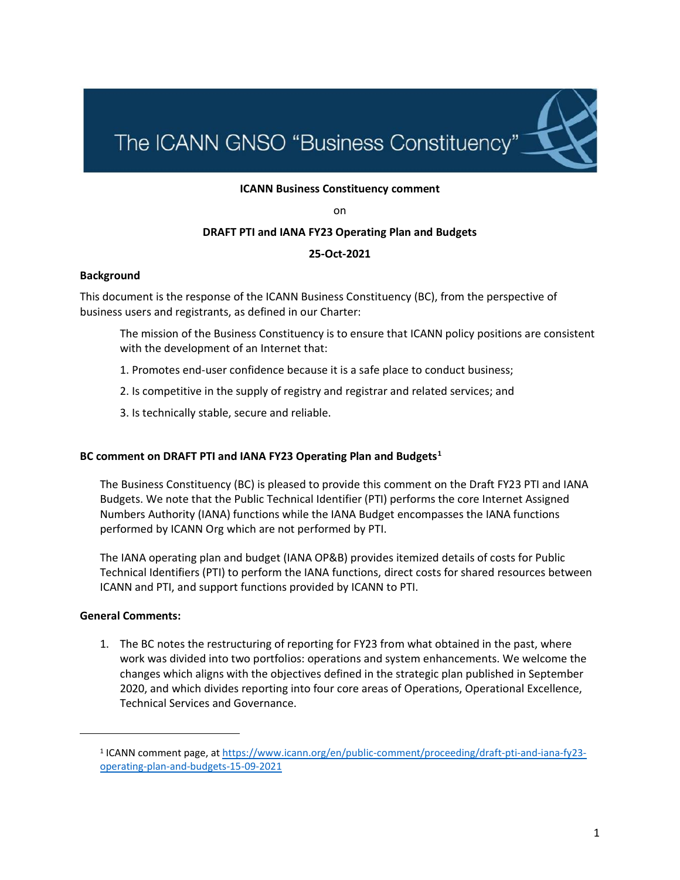# The ICANN GNSO "Business Constituency"

**ICANN Business Constituency comment**

on

**DRAFT PTI and IANA FY23 Operating Plan and Budgets**

**25-Oct-2021**

## Background

This document is the response of the ICANN Business Constituency (BC), from the perspective of business users and registrants, as defined in our Charter:

> The mission of the Business Constituency is to ensure that ICANN policy positions are consistent with the development of an Internet that:
>
> 1. Promotes end-user confidence because it is a safe place to conduct business;
>
> 2. Is competitive in the supply of registry and registrar and related services; and
>
> 3. Is technically stable, secure and reliable.

## BC comment on DRAFT PTI and IANA FY23 Operating Plan and Budgets[1]

The Business Constituency (BC) is pleased to provide this comment on the Draft FY23 PTI and IANA Budgets. We note that the Public Technical Identifier (PTI) performs the core Internet Assigned Numbers Authority (IANA) functions while the IANA Budget encompasses the IANA functions performed by ICANN Org which are not performed by PTI.

The IANA operating plan and budget (IANA OP&B) provides itemized details of costs for Public Technical Identifiers (PTI) to perform the IANA functions, direct costs for shared resources between ICANN and PTI, and support functions provided by ICANN to PTI.

## General Comments:

1. The BC notes the restructuring of reporting for FY23 from what obtained in the past, where work was divided into two portfolios: operations and system enhancements. We welcome the changes which aligns with the objectives defined in the strategic plan published in September 2020, and which divides reporting into four core areas of Operations, Operational Excellence, Technical Services and Governance.

---

[1] ICANN comment page, at https://www.icann.org/en/public-comment/proceeding/draft-pti-and-iana-fy23-operating-plan-and-budgets-15-09-2021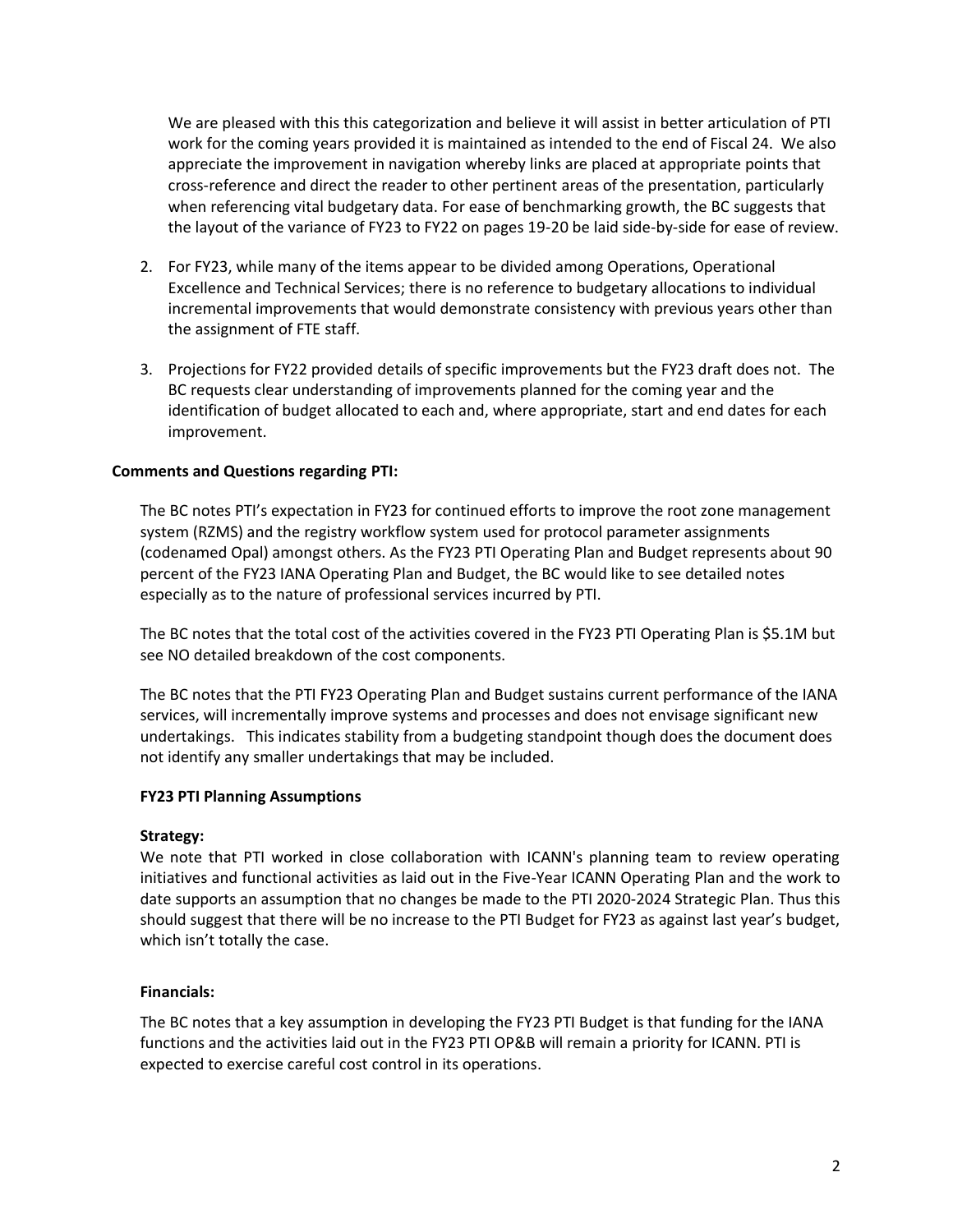We are pleased with this this categorization and believe it will assist in better articulation of PTI work for the coming years provided it is maintained as intended to the end of Fiscal 24. We also appreciate the improvement in navigation whereby links are placed at appropriate points that cross-reference and direct the reader to other pertinent areas of the presentation, particularly when referencing vital budgetary data. For ease of benchmarking growth, the BC suggests that the layout of the variance of FY23 to FY22 on pages 19-20 be laid side-by-side for ease of review.

2. For FY23, while many of the items appear to be divided among Operations, Operational Excellence and Technical Services; there is no reference to budgetary allocations to individual incremental improvements that would demonstrate consistency with previous years other than the assignment of FTE staff.

3. Projections for FY22 provided details of specific improvements but the FY23 draft does not. The BC requests clear understanding of improvements planned for the coming year and the identification of budget allocated to each and, where appropriate, start and end dates for each improvement.

**Comments and Questions regarding PTI:**

The BC notes PTI's expectation in FY23 for continued efforts to improve the root zone management system (RZMS) and the registry workflow system used for protocol parameter assignments (codenamed Opal) amongst others. As the FY23 PTI Operating Plan and Budget represents about 90 percent of the FY23 IANA Operating Plan and Budget, the BC would like to see detailed notes especially as to the nature of professional services incurred by PTI.

The BC notes that the total cost of the activities covered in the FY23 PTI Operating Plan is $5.1M but see NO detailed breakdown of the cost components.

The BC notes that the PTI FY23 Operating Plan and Budget sustains current performance of the IANA services, will incrementally improve systems and processes and does not envisage significant new undertakings. This indicates stability from a budgeting standpoint though does the document does not identify any smaller undertakings that may be included.

**FY23 PTI Planning Assumptions**

**Strategy:**

We note that PTI worked in close collaboration with ICANN's planning team to review operating initiatives and functional activities as laid out in the Five-Year ICANN Operating Plan and the work to date supports an assumption that no changes be made to the PTI 2020-2024 Strategic Plan. Thus this should suggest that there will be no increase to the PTI Budget for FY23 as against last year's budget, which isn't totally the case.

**Financials:**

The BC notes that a key assumption in developing the FY23 PTI Budget is that funding for the IANA functions and the activities laid out in the FY23 PTI OP&B will remain a priority for ICANN. PTI is expected to exercise careful cost control in its operations.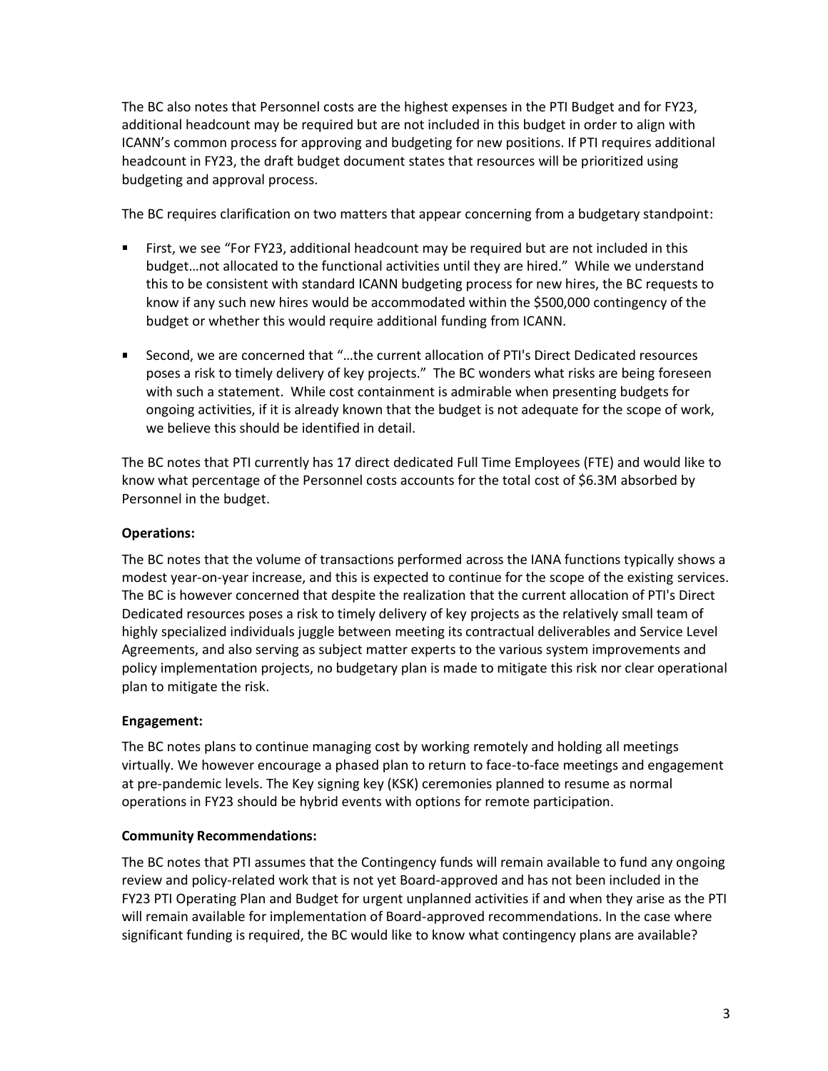The BC also notes that Personnel costs are the highest expenses in the PTI Budget and for FY23, additional headcount may be required but are not included in this budget in order to align with ICANN's common process for approving and budgeting for new positions. If PTI requires additional headcount in FY23, the draft budget document states that resources will be prioritized using budgeting and approval process.

The BC requires clarification on two matters that appear concerning from a budgetary standpoint:

- First, we see "For FY23, additional headcount may be required but are not included in this budget…not allocated to the functional activities until they are hired." While we understand this to be consistent with standard ICANN budgeting process for new hires, the BC requests to know if any such new hires would be accommodated within the $500,000 contingency of the budget or whether this would require additional funding from ICANN.
- Second, we are concerned that "…the current allocation of PTI's Direct Dedicated resources poses a risk to timely delivery of key projects." The BC wonders what risks are being foreseen with such a statement. While cost containment is admirable when presenting budgets for ongoing activities, if it is already known that the budget is not adequate for the scope of work, we believe this should be identified in detail.

The BC notes that PTI currently has 17 direct dedicated Full Time Employees (FTE) and would like to know what percentage of the Personnel costs accounts for the total cost of $6.3M absorbed by Personnel in the budget.

**Operations:**

The BC notes that the volume of transactions performed across the IANA functions typically shows a modest year-on-year increase, and this is expected to continue for the scope of the existing services. The BC is however concerned that despite the realization that the current allocation of PTI's Direct Dedicated resources poses a risk to timely delivery of key projects as the relatively small team of highly specialized individuals juggle between meeting its contractual deliverables and Service Level Agreements, and also serving as subject matter experts to the various system improvements and policy implementation projects, no budgetary plan is made to mitigate this risk nor clear operational plan to mitigate the risk.

**Engagement:**

The BC notes plans to continue managing cost by working remotely and holding all meetings virtually. We however encourage a phased plan to return to face-to-face meetings and engagement at pre-pandemic levels. The Key signing key (KSK) ceremonies planned to resume as normal operations in FY23 should be hybrid events with options for remote participation.

**Community Recommendations:**

The BC notes that PTI assumes that the Contingency funds will remain available to fund any ongoing review and policy-related work that is not yet Board-approved and has not been included in the FY23 PTI Operating Plan and Budget for urgent unplanned activities if and when they arise as the PTI will remain available for implementation of Board-approved recommendations. In the case where significant funding is required, the BC would like to know what contingency plans are available?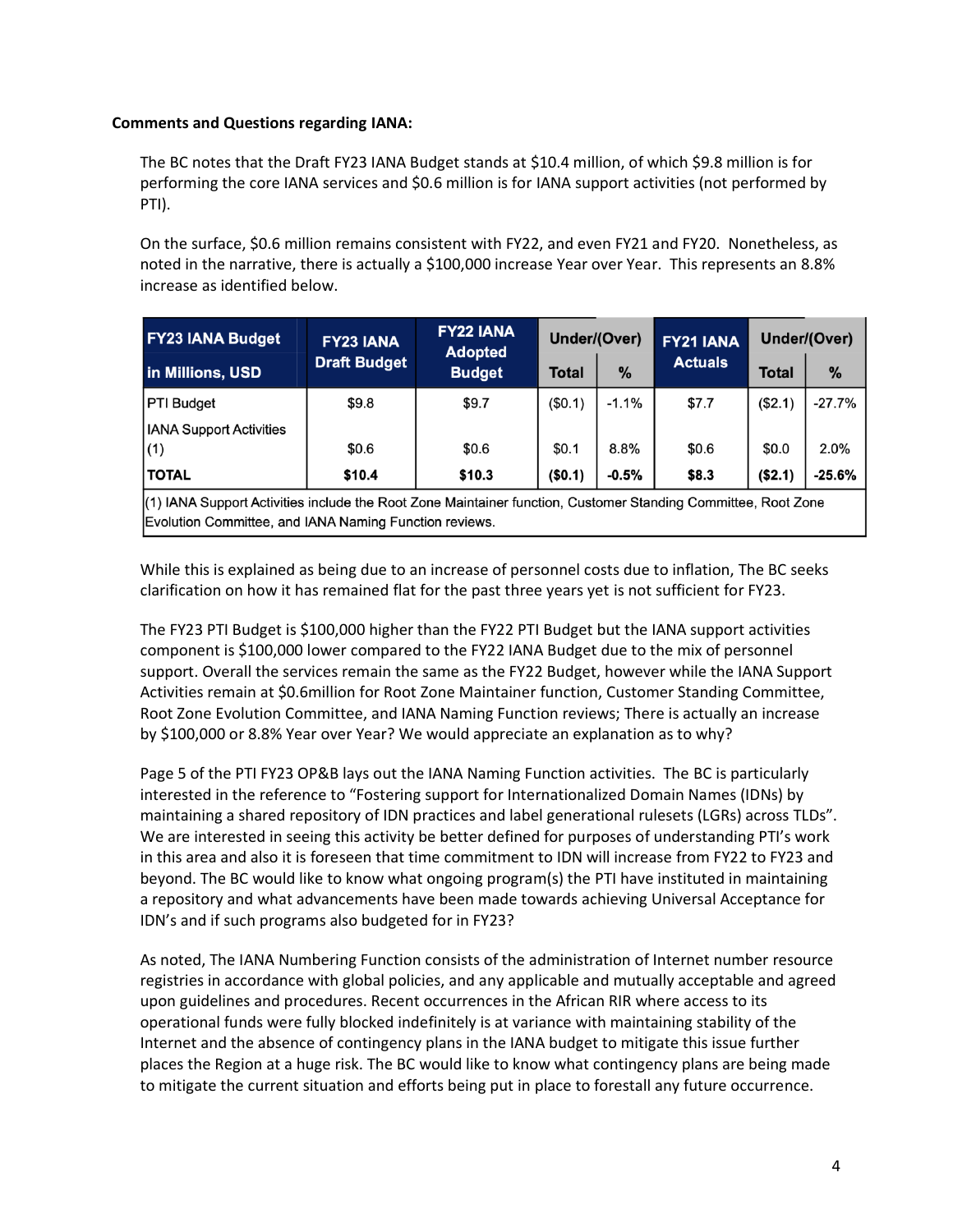**Comments and Questions regarding IANA:**

The BC notes that the Draft FY23 IANA Budget stands at $10.4 million, of which $9.8 million is for performing the core IANA services and $0.6 million is for IANA support activities (not performed by PTI).

On the surface, $0.6 million remains consistent with FY22, and even FY21 and FY20. Nonetheless, as noted in the narrative, there is actually a $100,000 increase Year over Year. This represents an 8.8% increase as identified below.

| FY23 IANA Budget in Millions, USD | FY23 IANA Draft Budget | FY22 IANA Adopted Budget | Under/(Over) | | FY21 IANA Actuals | Under/(Over) | |
|---|---|---|---|---|---|---|---|
| | | | Total | % | | Total | % |
| PTI Budget | $9.8 | $9.7 | ($0.1) | -1.1% | $7.7 | ($2.1) | -27.7% |
| IANA Support Activities (1) | $0.6 | $0.6 | $0.1 | 8.8% | $0.6 | $0.0 | 2.0% |
| **TOTAL** | **$10.4** | **$10.3** | **($0.1)** | **-0.5%** | **$8.3** | **($2.1)** | **-25.6%** |
| (1) IANA Support Activities include the Root Zone Maintainer function, Customer Standing Committee, Root Zone Evolution Committee, and IANA Naming Function reviews. | | | | | | | |

While this is explained as being due to an increase of personnel costs due to inflation, The BC seeks clarification on how it has remained flat for the past three years yet is not sufficient for FY23.

The FY23 PTI Budget is $100,000 higher than the FY22 PTI Budget but the IANA support activities component is $100,000 lower compared to the FY22 IANA Budget due to the mix of personnel support. Overall the services remain the same as the FY22 Budget, however while the IANA Support Activities remain at $0.6million for Root Zone Maintainer function, Customer Standing Committee, Root Zone Evolution Committee, and IANA Naming Function reviews; There is actually an increase by $100,000 or 8.8% Year over Year? We would appreciate an explanation as to why?

Page 5 of the PTI FY23 OP&B lays out the IANA Naming Function activities. The BC is particularly interested in the reference to "Fostering support for Internationalized Domain Names (IDNs) by maintaining a shared repository of IDN practices and label generational rulesets (LGRs) across TLDs". We are interested in seeing this activity be better defined for purposes of understanding PTI's work in this area and also it is foreseen that time commitment to IDN will increase from FY22 to FY23 and beyond. The BC would like to know what ongoing program(s) the PTI have instituted in maintaining a repository and what advancements have been made towards achieving Universal Acceptance for IDN's and if such programs also budgeted for in FY23?

As noted, The IANA Numbering Function consists of the administration of Internet number resource registries in accordance with global policies, and any applicable and mutually acceptable and agreed upon guidelines and procedures. Recent occurrences in the African RIR where access to its operational funds were fully blocked indefinitely is at variance with maintaining stability of the Internet and the absence of contingency plans in the IANA budget to mitigate this issue further places the Region at a huge risk. The BC would like to know what contingency plans are being made to mitigate the current situation and efforts being put in place to forestall any future occurrence.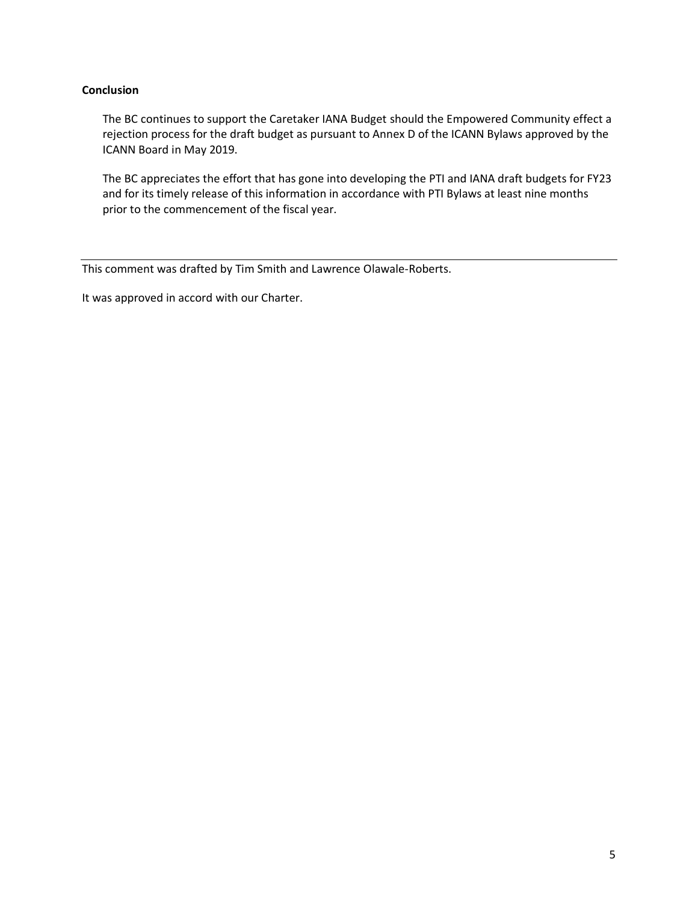**Conclusion**

The BC continues to support the Caretaker IANA Budget should the Empowered Community effect a rejection process for the draft budget as pursuant to Annex D of the ICANN Bylaws approved by the ICANN Board in May 2019.

The BC appreciates the effort that has gone into developing the PTI and IANA draft budgets for FY23 and for its timely release of this information in accordance with PTI Bylaws at least nine months prior to the commencement of the fiscal year.

---

This comment was drafted by Tim Smith and Lawrence Olawale-Roberts.

It was approved in accord with our Charter.